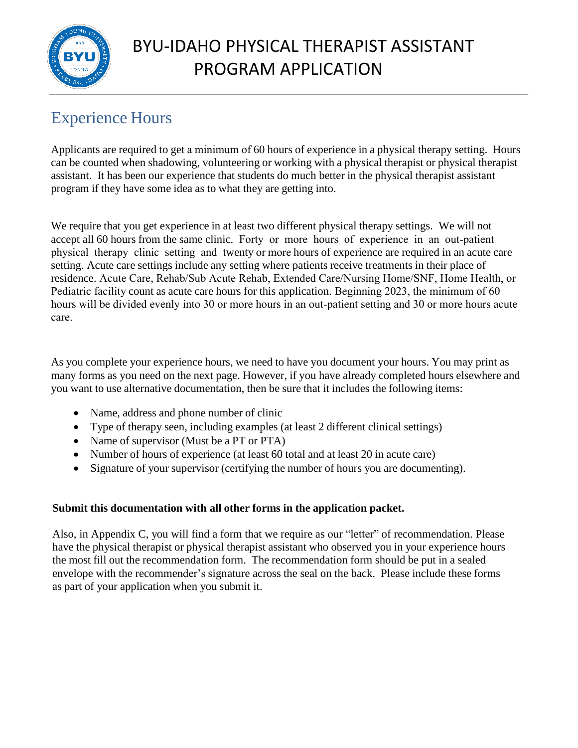# BYU-IDAHO PHYSICAL THERAPIST ASSISTANT PROGRAM APPLICATION

## Experience Hours

Applicants are required to get a minimum of 60 hours of experience in a physical therapy setting. Hours can be counted when shadowing, volunteering or working with a physical therapist or physical therapist assistant. It has been our experience that students do much better in the physical therapist assistant program if they have some idea as to what they are getting into.

We require that you get experience in at least two different physical therapy settings. We will not accept all 60 hours from the same clinic. Forty or more hours of experience in an out-patient physical therapy clinic setting and twenty or more hours of experience are required in an acute care setting. Acute care settings include any setting where patients receive treatments in their place of residence. Acute Care, Rehab/Sub Acute Rehab, Extended Care/Nursing Home/SNF, Home Health, or Pediatric facility count as acute care hours for this application. Beginning 2023, the minimum of 60 hours will be divided evenly into 30 or more hours in an out-patient setting and 30 or more hours acute care.

As you complete your experience hours, we need to have you document your hours. You may print as many forms as you need on the next page. However, if you have already completed hours elsewhere and you want to use alternative documentation, then be sure that it includes the following items:

- Name, address and phone number of clinic
- Type of therapy seen, including examples (at least 2 different clinical settings)
- Name of supervisor (Must be a PT or PTA)
- Number of hours of experience (at least 60 total and at least 20 in acute care)
- Signature of your supervisor (certifying the number of hours you are documenting).

**Submit this documentation with all other forms in the application packet.**

Also, in Appendix C, you will find a form that we require as our "letter" of recommendation. Please have the physical therapist or physical therapist assistant who observed you in your experience hours the most fill out the recommendation form. The recommendation form should be put in a sealed envelope with the recommender's signature across the seal on the back. Please include these forms as part of your application when you submit it.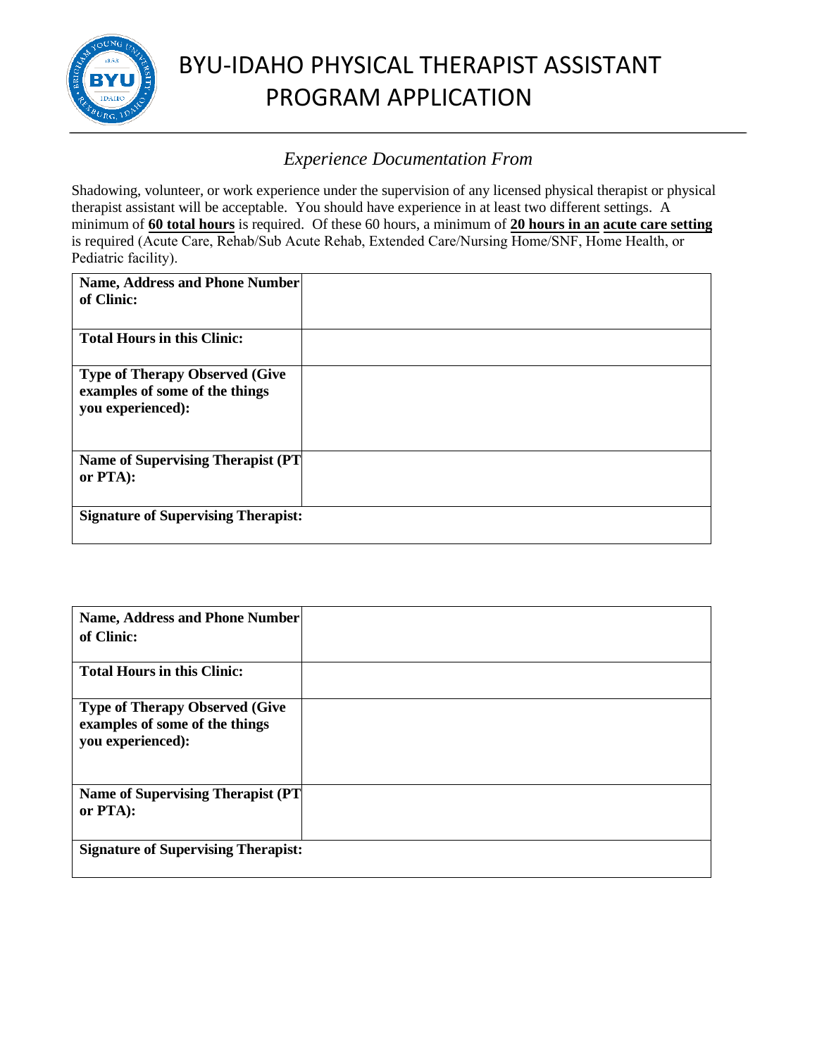# BYU-IDAHO PHYSICAL THERAPIST ASSISTANT PROGRAM APPLICATION

*Experience Documentation From*

Shadowing, volunteer, or work experience under the supervision of any licensed physical therapist or physical therapist assistant will be acceptable. You should have experience in at least two different settings. A minimum of **60 total hours** is required. Of these 60 hours, a minimum of **20 hours in an acute care setting** is required (Acute Care, Rehab/Sub Acute Rehab, Extended Care/Nursing Home/SNF, Home Health, or Pediatric facility).

| | |
|---|---|
| **Name, Address and Phone Number of Clinic:** | |
| **Total Hours in this Clinic:** | |
| **Type of Therapy Observed (Give examples of some of the things you experienced):** | |
| **Name of Supervising Therapist (PT or PTA):** | |
| **Signature of Supervising Therapist:** | |

| | |
|---|---|
| **Name, Address and Phone Number of Clinic:** | |
| **Total Hours in this Clinic:** | |
| **Type of Therapy Observed (Give examples of some of the things you experienced):** | |
| **Name of Supervising Therapist (PT or PTA):** | |
| **Signature of Supervising Therapist:** | |